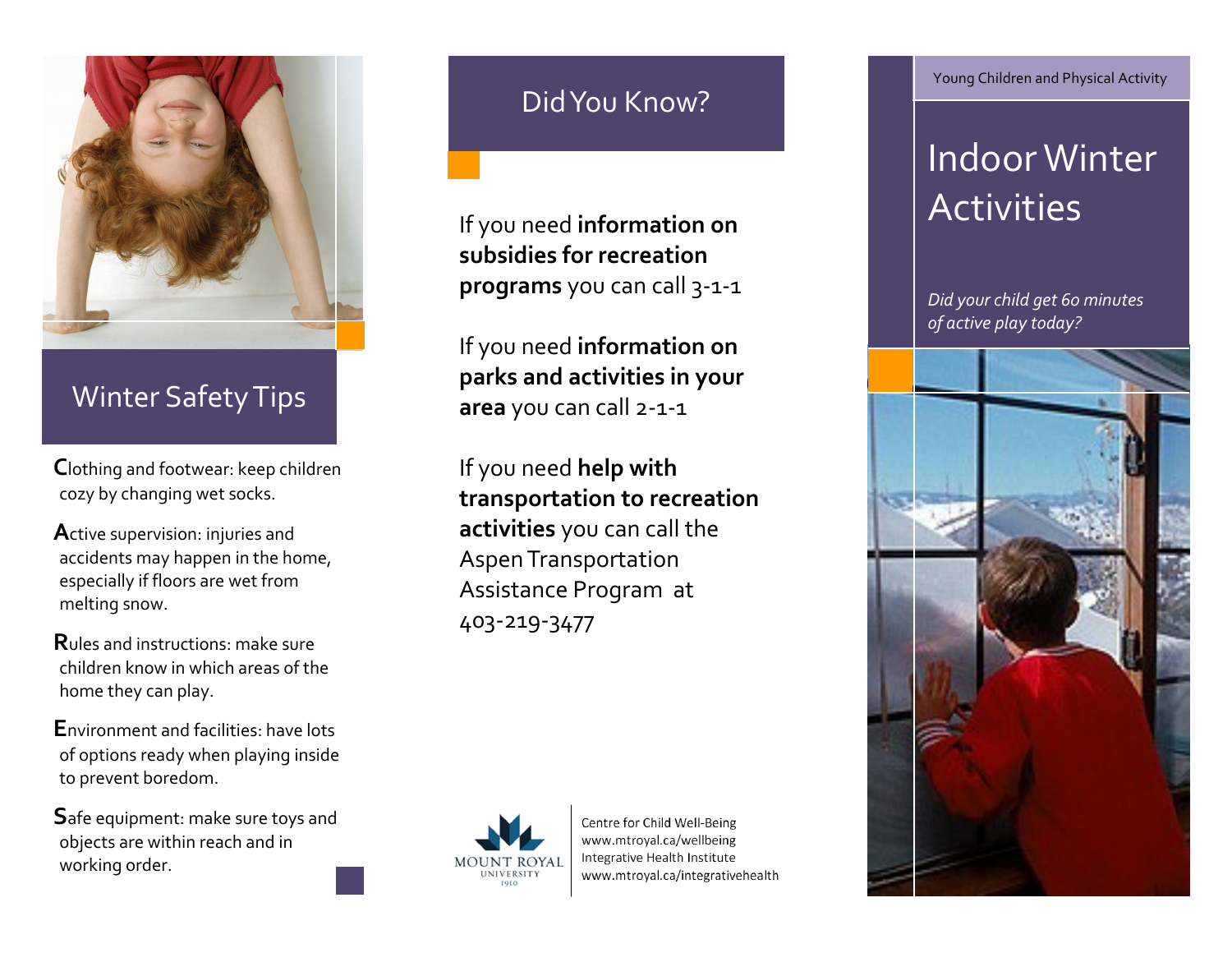## Winter Safety Tips

**C**lothing and footwear: keep children cozy by changing wet socks.

**A**ctive supervision: injuries and accidents may happen in the home, especially if floors are wet from melting snow.

**R**ules and instructions: make sure children know in which areas of the home they can play.

**E**nvironment and facilities: have lots of options ready when playing inside to prevent boredom.

**S**afe equipment: make sure toys and objects are within reach and in working order.

## Did You Know?

If you need **information on subsidies for recreation programs** you can call 3-1-1

If you need **information on parks and activities in your area** you can call 2-1-1

If you need **help with transportation to recreation activities** you can call the Aspen Transportation Assistance Program at 403-219-3477

MOUNT ROYAL UNIVERSITY 1910

Centre for Child Well-Being
www.mtroyal.ca/wellbeing
Integrative Health Institute
www.mtroyal.ca/integrativehealth

Young Children and Physical Activity

# Indoor Winter Activities

*Did your child get 60 minutes of active play today?*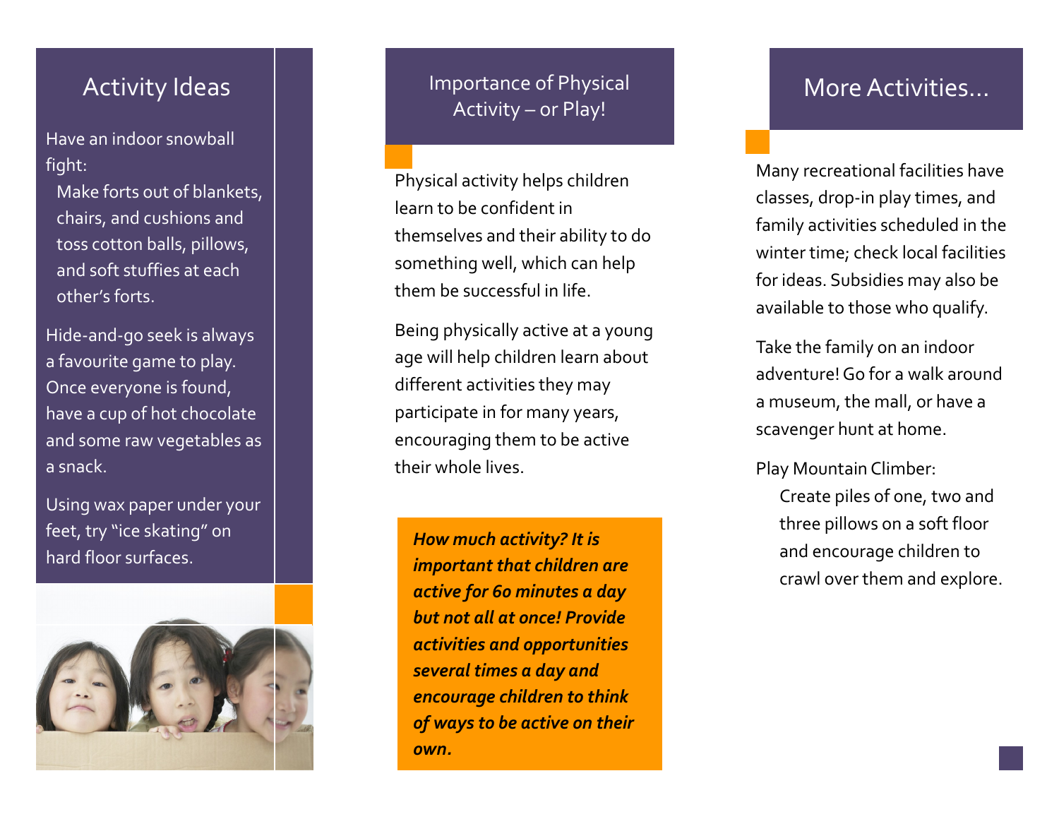## Activity Ideas

Have an indoor snowball fight:

Make forts out of blankets, chairs, and cushions and toss cotton balls, pillows, and soft stuffies at each other's forts.

Hide-and-go seek is always a favourite game to play. Once everyone is found, have a cup of hot chocolate and some raw vegetables as a snack.

Using wax paper under your feet, try "ice skating" on hard floor surfaces.

## Importance of Physical Activity – or Play!

Physical activity helps children learn to be confident in themselves and their ability to do something well, which can help them be successful in life.

Being physically active at a young age will help children learn about different activities they may participate in for many years, encouraging them to be active their whole lives.

***How much activity? It is important that children are active for 60 minutes a day but not all at once! Provide activities and opportunities several times a day and encourage children to think of ways to be active on their own.***

## More Activities...

Many recreational facilities have classes, drop-in play times, and family activities scheduled in the winter time; check local facilities for ideas. Subsidies may also be available to those who qualify.

Take the family on an indoor adventure! Go for a walk around a museum, the mall, or have a scavenger hunt at home.

Play Mountain Climber:

Create piles of one, two and three pillows on a soft floor and encourage children to crawl over them and explore.